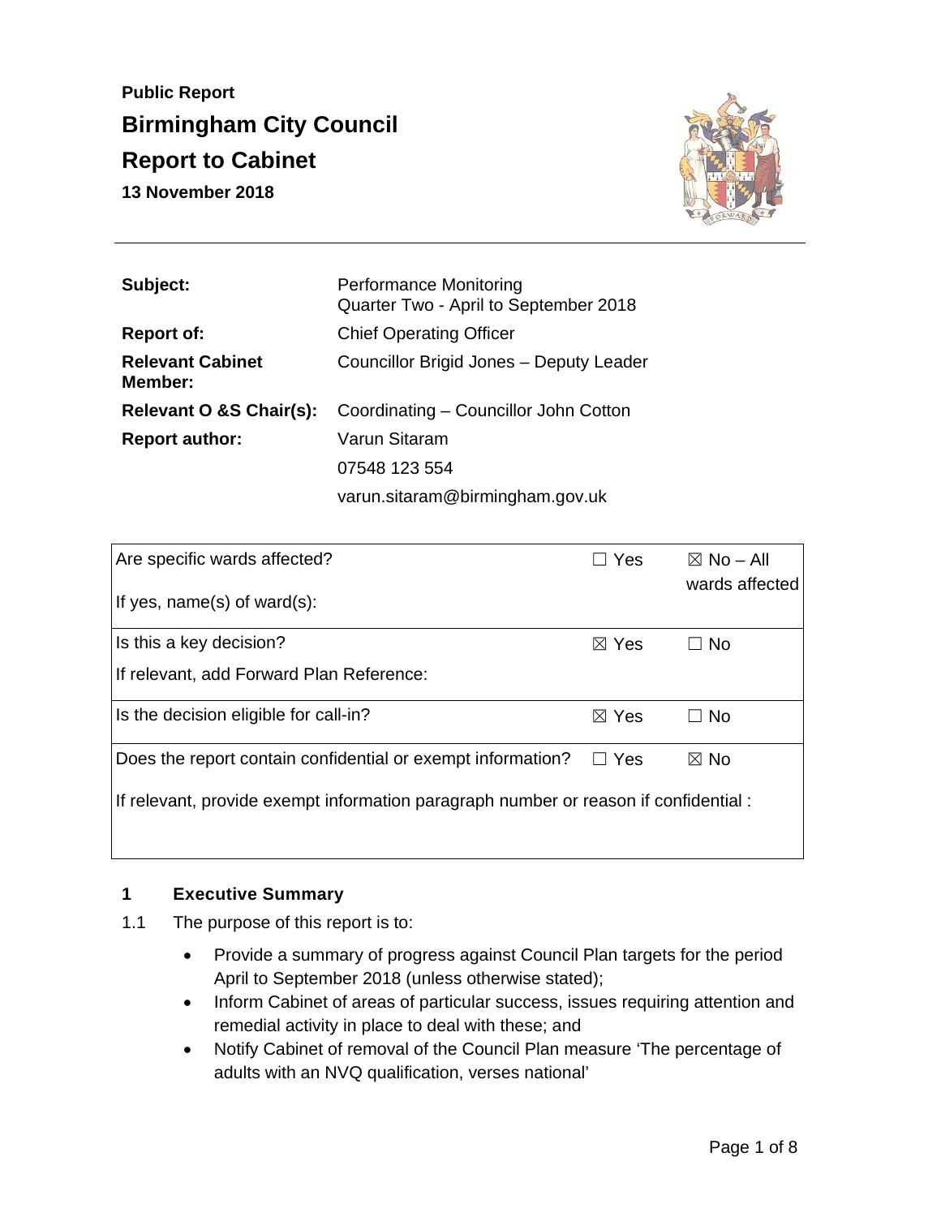**Public Report**

# Birmingham City Council

# Report to Cabinet

**13 November 2018**

| | |
|---|---|
| **Subject:** | Performance Monitoring<br>Quarter Two - April to September 2018 |
| **Report of:** | Chief Operating Officer |
| **Relevant Cabinet Member:** | Councillor Brigid Jones – Deputy Leader |
| **Relevant O &S Chair(s):** | Coordinating – Councillor John Cotton |
| **Report author:** | Varun Sitaram<br>07548 123 554<br>varun.sitaram@birmingham.gov.uk |

| | | |
|---|---|---|
| Are specific wards affected?<br><br>If yes, name(s) of ward(s): | ☐ Yes | ☒ No – All wards affected |
| Is this a key decision?<br><br>If relevant, add Forward Plan Reference: | ☒ Yes | ☐ No |
| Is the decision eligible for call-in? | ☒ Yes | ☐ No |
| Does the report contain confidential or exempt information?<br><br>If relevant, provide exempt information paragraph number or reason if confidential : | ☐ Yes | ☒ No |

## 1 Executive Summary

1.1 The purpose of this report is to:

- Provide a summary of progress against Council Plan targets for the period April to September 2018 (unless otherwise stated);
- Inform Cabinet of areas of particular success, issues requiring attention and remedial activity in place to deal with these; and
- Notify Cabinet of removal of the Council Plan measure 'The percentage of adults with an NVQ qualification, verses national'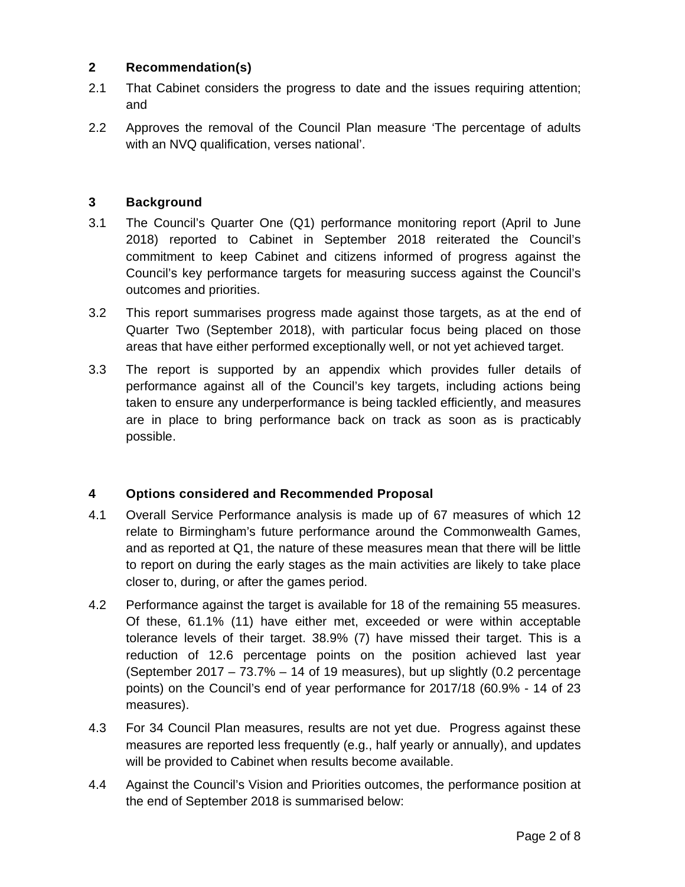## 2 Recommendation(s)

2.1 That Cabinet considers the progress to date and the issues requiring attention; and

2.2 Approves the removal of the Council Plan measure 'The percentage of adults with an NVQ qualification, verses national'.

## 3 Background

3.1 The Council's Quarter One (Q1) performance monitoring report (April to June 2018) reported to Cabinet in September 2018 reiterated the Council's commitment to keep Cabinet and citizens informed of progress against the Council's key performance targets for measuring success against the Council's outcomes and priorities.

3.2 This report summarises progress made against those targets, as at the end of Quarter Two (September 2018), with particular focus being placed on those areas that have either performed exceptionally well, or not yet achieved target.

3.3 The report is supported by an appendix which provides fuller details of performance against all of the Council's key targets, including actions being taken to ensure any underperformance is being tackled efficiently, and measures are in place to bring performance back on track as soon as is practicably possible.

## 4 Options considered and Recommended Proposal

4.1 Overall Service Performance analysis is made up of 67 measures of which 12 relate to Birmingham's future performance around the Commonwealth Games, and as reported at Q1, the nature of these measures mean that there will be little to report on during the early stages as the main activities are likely to take place closer to, during, or after the games period.

4.2 Performance against the target is available for 18 of the remaining 55 measures. Of these, 61.1% (11) have either met, exceeded or were within acceptable tolerance levels of their target. 38.9% (7) have missed their target. This is a reduction of 12.6 percentage points on the position achieved last year (September 2017 – 73.7% – 14 of 19 measures), but up slightly (0.2 percentage points) on the Council's end of year performance for 2017/18 (60.9% - 14 of 23 measures).

4.3 For 34 Council Plan measures, results are not yet due. Progress against these measures are reported less frequently (e.g., half yearly or annually), and updates will be provided to Cabinet when results become available.

4.4 Against the Council's Vision and Priorities outcomes, the performance position at the end of September 2018 is summarised below: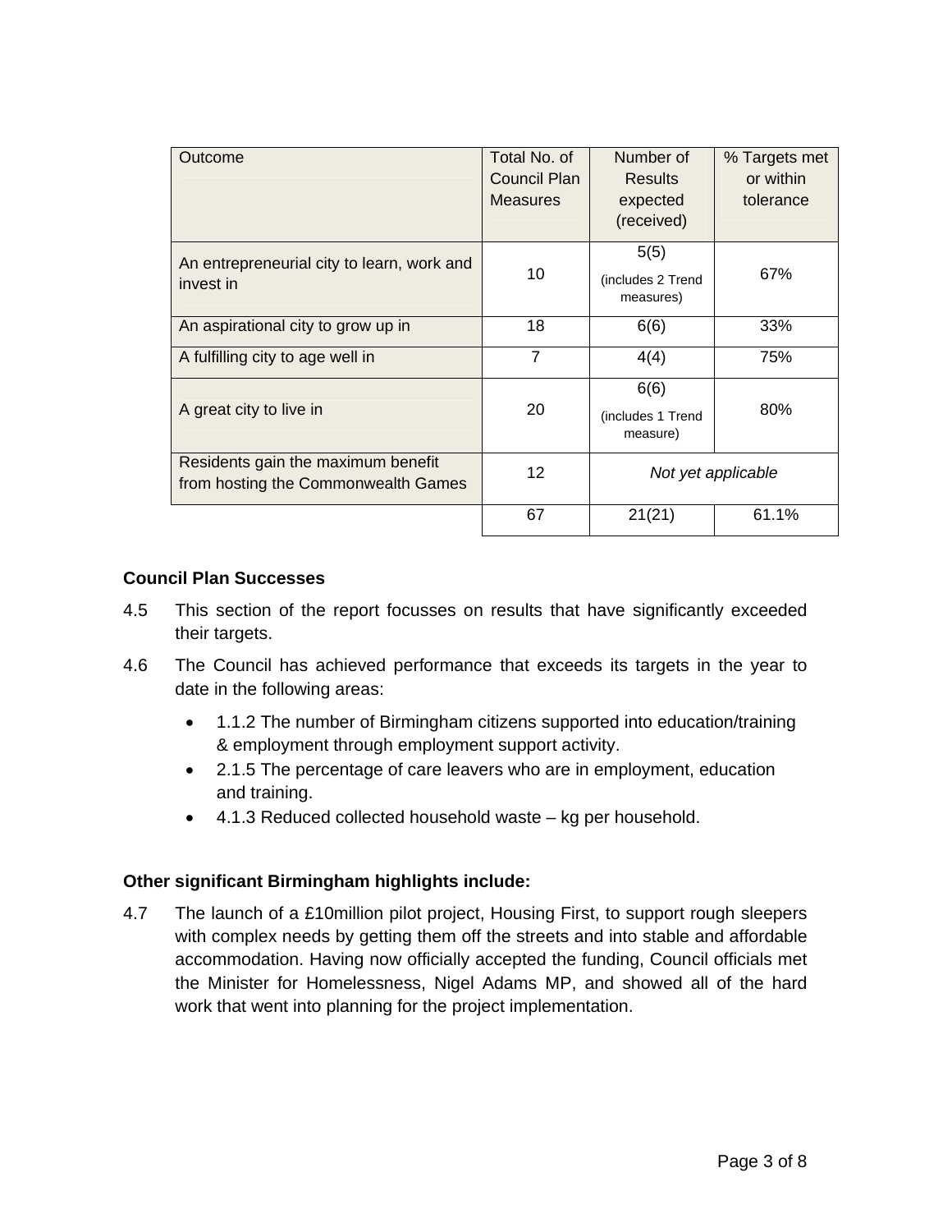| Outcome | Total No. of Council Plan Measures | Number of Results expected (received) | % Targets met or within tolerance |
|---|---|---|---|
| An entrepreneurial city to learn, work and invest in | 10 | 5(5) (includes 2 Trend measures) | 67% |
| An aspirational city to grow up in | 18 | 6(6) | 33% |
| A fulfilling city to age well in | 7 | 4(4) | 75% |
| A great city to live in | 20 | 6(6) (includes 1 Trend measure) | 80% |
| Residents gain the maximum benefit from hosting the Commonwealth Games | 12 | *Not yet applicable* | |
| | 67 | 21(21) | 61.1% |

**Council Plan Successes**

4.5 This section of the report focusses on results that have significantly exceeded their targets.

4.6 The Council has achieved performance that exceeds its targets in the year to date in the following areas:

- 1.1.2 The number of Birmingham citizens supported into education/training & employment through employment support activity.
- 2.1.5 The percentage of care leavers who are in employment, education and training.
- 4.1.3 Reduced collected household waste – kg per household.

**Other significant Birmingham highlights include:**

4.7 The launch of a £10million pilot project, Housing First, to support rough sleepers with complex needs by getting them off the streets and into stable and affordable accommodation. Having now officially accepted the funding, Council officials met the Minister for Homelessness, Nigel Adams MP, and showed all of the hard work that went into planning for the project implementation.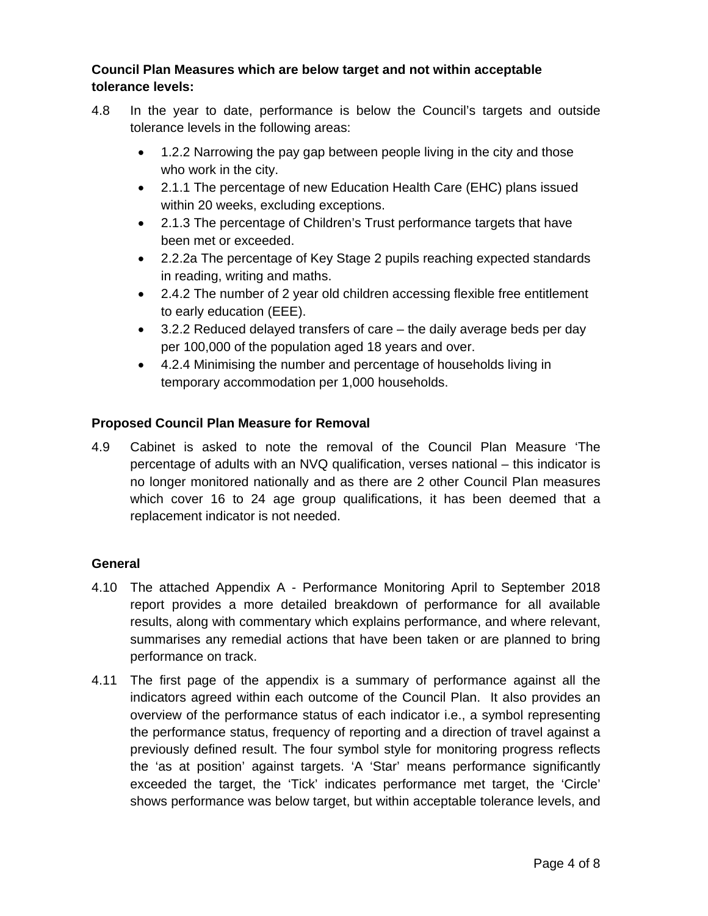**Council Plan Measures which are below target and not within acceptable tolerance levels:**

4.8 In the year to date, performance is below the Council's targets and outside tolerance levels in the following areas:

- 1.2.2 Narrowing the pay gap between people living in the city and those who work in the city.
- 2.1.1 The percentage of new Education Health Care (EHC) plans issued within 20 weeks, excluding exceptions.
- 2.1.3 The percentage of Children's Trust performance targets that have been met or exceeded.
- 2.2.2a The percentage of Key Stage 2 pupils reaching expected standards in reading, writing and maths.
- 2.4.2 The number of 2 year old children accessing flexible free entitlement to early education (EEE).
- 3.2.2 Reduced delayed transfers of care – the daily average beds per day per 100,000 of the population aged 18 years and over.
- 4.2.4 Minimising the number and percentage of households living in temporary accommodation per 1,000 households.

**Proposed Council Plan Measure for Removal**

4.9 Cabinet is asked to note the removal of the Council Plan Measure 'The percentage of adults with an NVQ qualification, verses national – this indicator is no longer monitored nationally and as there are 2 other Council Plan measures which cover 16 to 24 age group qualifications, it has been deemed that a replacement indicator is not needed.

**General**

4.10 The attached Appendix A - Performance Monitoring April to September 2018 report provides a more detailed breakdown of performance for all available results, along with commentary which explains performance, and where relevant, summarises any remedial actions that have been taken or are planned to bring performance on track.

4.11 The first page of the appendix is a summary of performance against all the indicators agreed within each outcome of the Council Plan. It also provides an overview of the performance status of each indicator i.e., a symbol representing the performance status, frequency of reporting and a direction of travel against a previously defined result. The four symbol style for monitoring progress reflects the 'as at position' against targets. 'A 'Star' means performance significantly exceeded the target, the 'Tick' indicates performance met target, the 'Circle' shows performance was below target, but within acceptable tolerance levels, and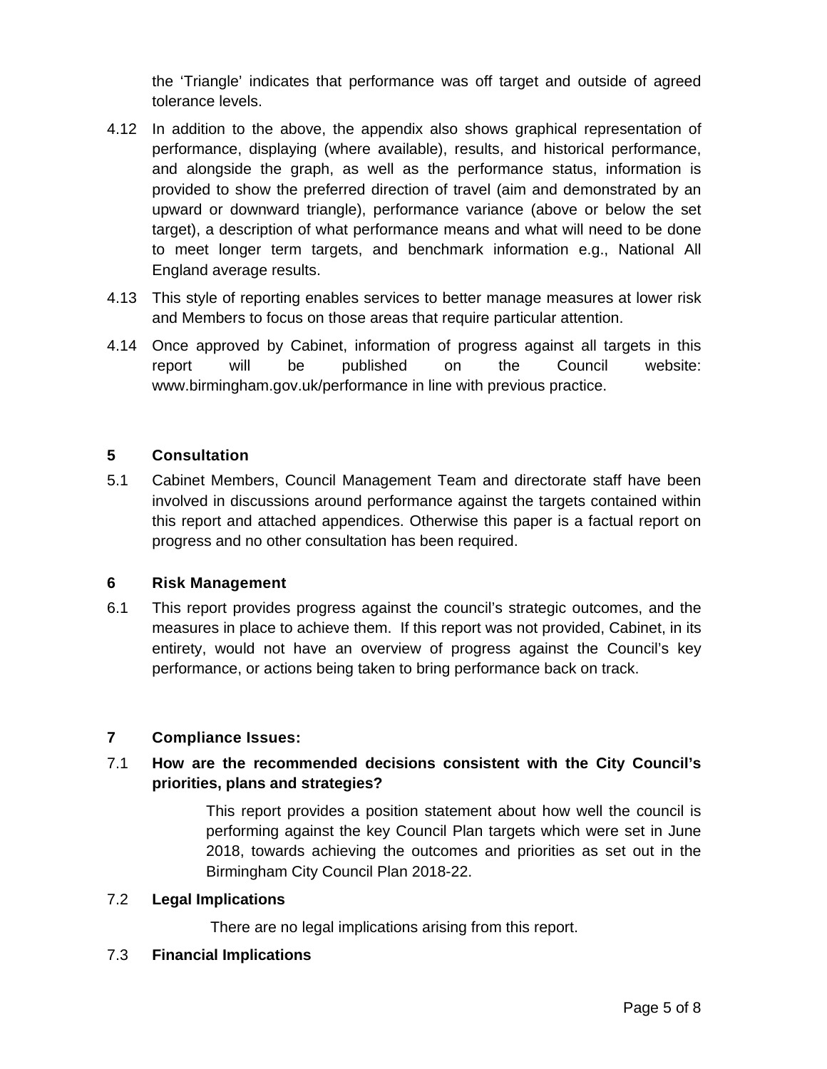the 'Triangle' indicates that performance was off target and outside of agreed tolerance levels.

4.12 In addition to the above, the appendix also shows graphical representation of performance, displaying (where available), results, and historical performance, and alongside the graph, as well as the performance status, information is provided to show the preferred direction of travel (aim and demonstrated by an upward or downward triangle), performance variance (above or below the set target), a description of what performance means and what will need to be done to meet longer term targets, and benchmark information e.g., National All England average results.

4.13 This style of reporting enables services to better manage measures at lower risk and Members to focus on those areas that require particular attention.

4.14 Once approved by Cabinet, information of progress against all targets in this report will be published on the Council website: www.birmingham.gov.uk/performance in line with previous practice.

## 5 Consultation

5.1 Cabinet Members, Council Management Team and directorate staff have been involved in discussions around performance against the targets contained within this report and attached appendices. Otherwise this paper is a factual report on progress and no other consultation has been required.

## 6 Risk Management

6.1 This report provides progress against the council's strategic outcomes, and the measures in place to achieve them. If this report was not provided, Cabinet, in its entirety, would not have an overview of progress against the Council's key performance, or actions being taken to bring performance back on track.

## 7 Compliance Issues:

### 7.1 How are the recommended decisions consistent with the City Council's priorities, plans and strategies?

This report provides a position statement about how well the council is performing against the key Council Plan targets which were set in June 2018, towards achieving the outcomes and priorities as set out in the Birmingham City Council Plan 2018-22.

### 7.2 Legal Implications

There are no legal implications arising from this report.

### 7.3 Financial Implications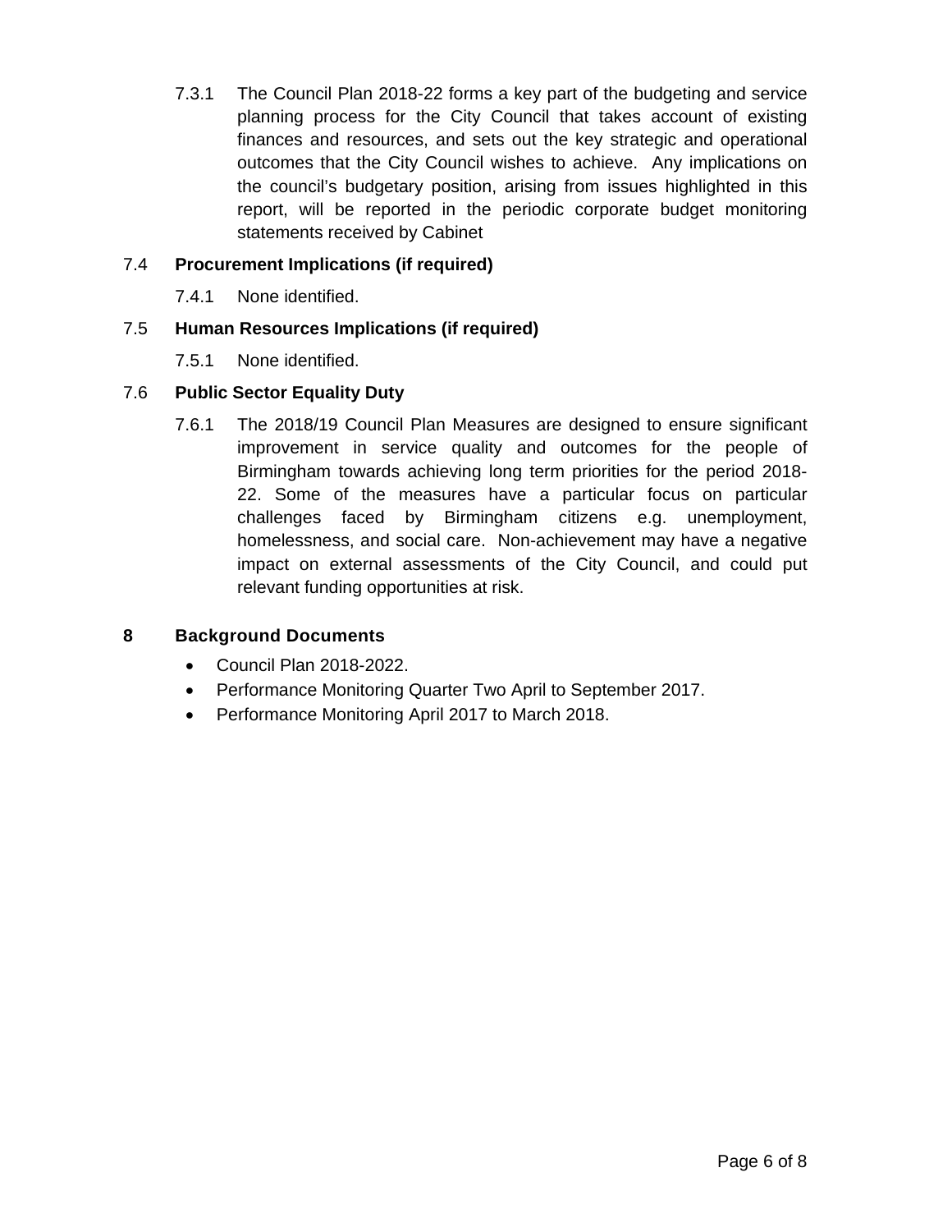7.3.1 The Council Plan 2018-22 forms a key part of the budgeting and service planning process for the City Council that takes account of existing finances and resources, and sets out the key strategic and operational outcomes that the City Council wishes to achieve. Any implications on the council's budgetary position, arising from issues highlighted in this report, will be reported in the periodic corporate budget monitoring statements received by Cabinet

### 7.4 Procurement Implications (if required)

7.4.1 None identified.

### 7.5 Human Resources Implications (if required)

7.5.1 None identified.

### 7.6 Public Sector Equality Duty

7.6.1 The 2018/19 Council Plan Measures are designed to ensure significant improvement in service quality and outcomes for the people of Birmingham towards achieving long term priorities for the period 2018-22. Some of the measures have a particular focus on particular challenges faced by Birmingham citizens e.g. unemployment, homelessness, and social care. Non-achievement may have a negative impact on external assessments of the City Council, and could put relevant funding opportunities at risk.

## 8 Background Documents

- Council Plan 2018-2022.
- Performance Monitoring Quarter Two April to September 2017.
- Performance Monitoring April 2017 to March 2018.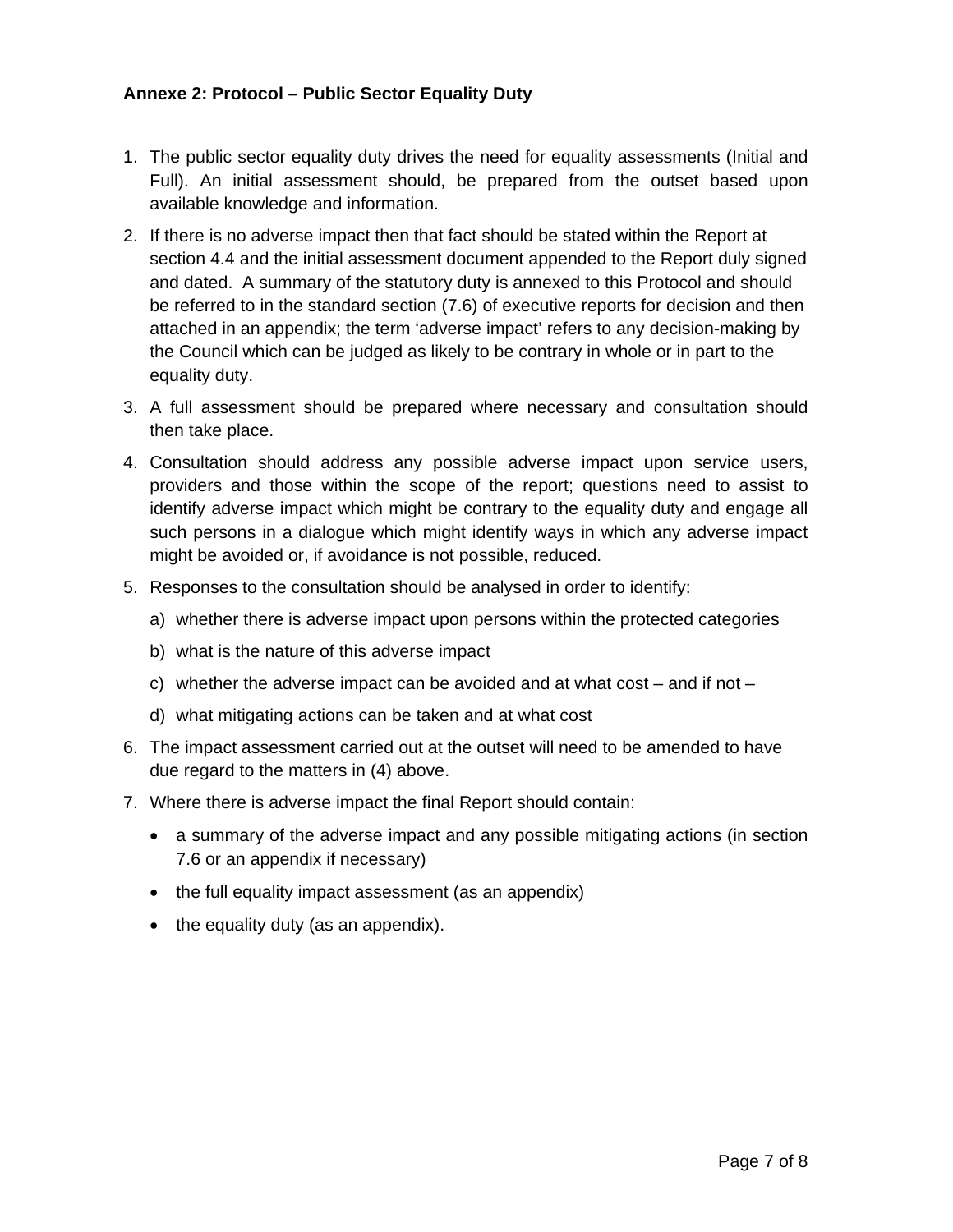**Annexe 2: Protocol – Public Sector Equality Duty**

1. The public sector equality duty drives the need for equality assessments (Initial and Full). An initial assessment should, be prepared from the outset based upon available knowledge and information.
2. If there is no adverse impact then that fact should be stated within the Report at section 4.4 and the initial assessment document appended to the Report duly signed and dated. A summary of the statutory duty is annexed to this Protocol and should be referred to in the standard section (7.6) of executive reports for decision and then attached in an appendix; the term 'adverse impact' refers to any decision-making by the Council which can be judged as likely to be contrary in whole or in part to the equality duty.
3. A full assessment should be prepared where necessary and consultation should then take place.
4. Consultation should address any possible adverse impact upon service users, providers and those within the scope of the report; questions need to assist to identify adverse impact which might be contrary to the equality duty and engage all such persons in a dialogue which might identify ways in which any adverse impact might be avoided or, if avoidance is not possible, reduced.
5. Responses to the consultation should be analysed in order to identify:
   a) whether there is adverse impact upon persons within the protected categories
   b) what is the nature of this adverse impact
   c) whether the adverse impact can be avoided and at what cost – and if not –
   d) what mitigating actions can be taken and at what cost
6. The impact assessment carried out at the outset will need to be amended to have due regard to the matters in (4) above.
7. Where there is adverse impact the final Report should contain:
   - a summary of the adverse impact and any possible mitigating actions (in section 7.6 or an appendix if necessary)
   - the full equality impact assessment (as an appendix)
   - the equality duty (as an appendix).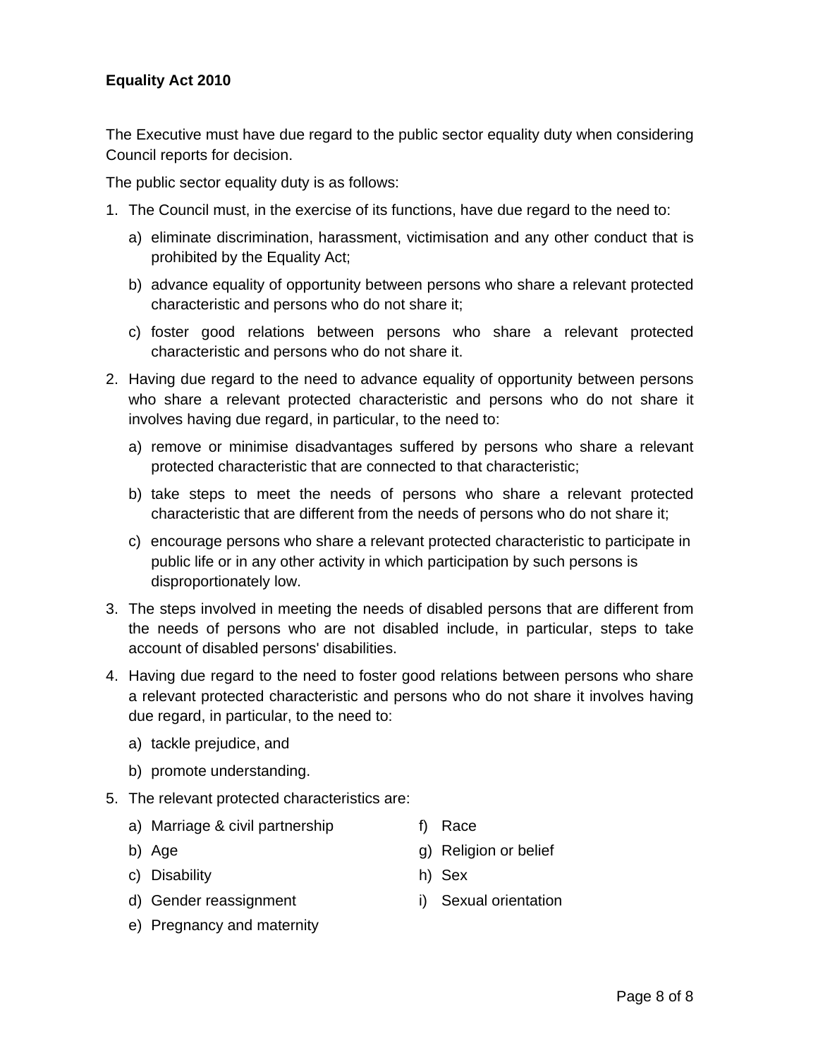**Equality Act 2010**

The Executive must have due regard to the public sector equality duty when considering Council reports for decision.

The public sector equality duty is as follows:

1. The Council must, in the exercise of its functions, have due regard to the need to:
   a) eliminate discrimination, harassment, victimisation and any other conduct that is prohibited by the Equality Act;
   b) advance equality of opportunity between persons who share a relevant protected characteristic and persons who do not share it;
   c) foster good relations between persons who share a relevant protected characteristic and persons who do not share it.
2. Having due regard to the need to advance equality of opportunity between persons who share a relevant protected characteristic and persons who do not share it involves having due regard, in particular, to the need to:
   a) remove or minimise disadvantages suffered by persons who share a relevant protected characteristic that are connected to that characteristic;
   b) take steps to meet the needs of persons who share a relevant protected characteristic that are different from the needs of persons who do not share it;
   c) encourage persons who share a relevant protected characteristic to participate in public life or in any other activity in which participation by such persons is disproportionately low.
3. The steps involved in meeting the needs of disabled persons that are different from the needs of persons who are not disabled include, in particular, steps to take account of disabled persons' disabilities.
4. Having due regard to the need to foster good relations between persons who share a relevant protected characteristic and persons who do not share it involves having due regard, in particular, to the need to:
   a) tackle prejudice, and
   b) promote understanding.
5. The relevant protected characteristics are:
   a) Marriage & civil partnership
   b) Age
   c) Disability
   d) Gender reassignment
   e) Pregnancy and maternity
   f) Race
   g) Religion or belief
   h) Sex
   i) Sexual orientation